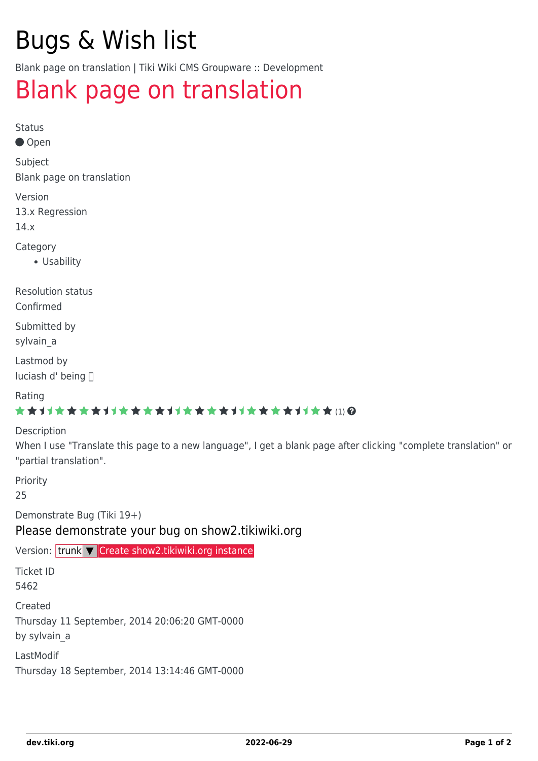# Bugs & Wish list

Blank page on translation | Tiki Wiki CMS Groupware :: Development

## Blank page on translation

Status

Open

Subject

Blank page on translation

Version

13.x Regression

14.x

Category

- Usability

Resolution status

Confirmed

Submitted by

sylvain_a

Lastmod by

luciash d' being

Rating

(1)

Description

When I use "Translate this page to a new language", I get a blank page after clicking "complete translation" or "partial translation".

Priority

25

Demonstrate Bug (Tiki 19+)

Please demonstrate your bug on show2.tikiwiki.org

Version: trunk ▼ Create show2.tikiwiki.org instance

Ticket ID

5462

Created

Thursday 11 September, 2014 20:06:20 GMT-0000

by sylvain_a

LastModif

Thursday 18 September, 2014 13:14:46 GMT-0000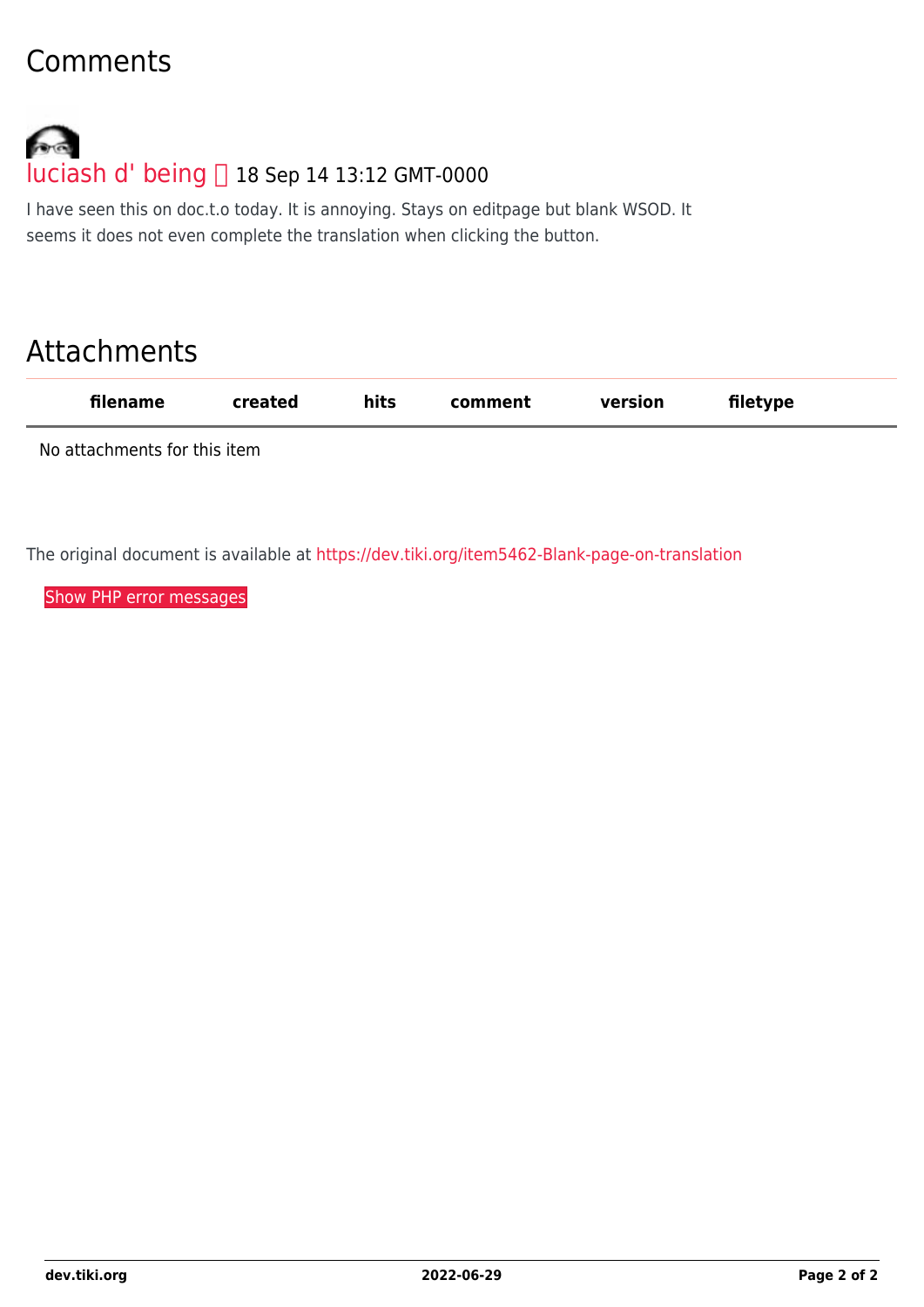# Comments

luciash d' being 18 Sep 14 13:12 GMT-0000

I have seen this on doc.t.o today. It is annoying. Stays on editpage but blank WSOD. It seems it does not even complete the translation when clicking the button.

# Attachments

| filename | created | hits | comment | version | filetype |
|---|---|---|---|---|---|

No attachments for this item

The original document is available at https://dev.tiki.org/item5462-Blank-page-on-translation

Show PHP error messages